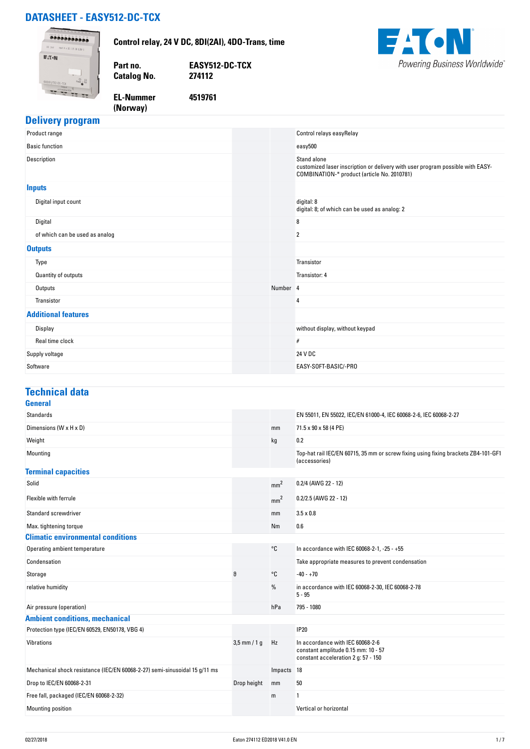# DATASHEET - EASY512-DC-TCX

**Control relay, 24 V DC, 8DI(2AI), 4DO-Trans, time**

| | |
|---|---|
| **Part no.** | **EASY512-DC-TCX** |
| **Catalog No.** | **274112** |
| **EL-Nummer (Norway)** | **4519761** |

Powering Business Worldwide

## Delivery program

| | | | |
|---|---|---|---|
| Product range | | | Control relays easyRelay |
| Basic function | | | easy500 |
| Description | | | Stand alone<br>customized laser inscription or delivery with user program possible with EASY-COMBINATION-* product (article No. 2010781) |
| **Inputs** | | | |
| Digital input count | | | digital: 8<br>digital: 8; of which can be used as analog: 2 |
| Digital | | | 8 |
| of which can be used as analog | | | 2 |
| **Outputs** | | | |
| Type | | | Transistor |
| Quantity of outputs | | | Transistor: 4 |
| Outputs | | Number | 4 |
| Transistor | | | 4 |
| **Additional features** | | | |
| Display | | | without display, without keypad |
| Real time clock | | | # |
| Supply voltage | | | 24 V DC |
| Software | | | EASY-SOFT-BASIC/-PRO |

## Technical data

### General

| | | | |
|---|---|---|---|
| Standards | | | EN 55011, EN 55022, IEC/EN 61000-4, IEC 60068-2-6, IEC 60068-2-27 |
| Dimensions (W x H x D) | | mm | 71.5 x 90 x 58 (4 PE) |
| Weight | | kg | 0.2 |
| Mounting | | | Top-hat rail IEC/EN 60715, 35 mm or screw fixing using fixing brackets ZB4-101-GF1 (accessories) |

### Terminal capacities

| | | | |
|---|---|---|---|
| Solid | | $mm^2$ | 0.2/4 (AWG 22 - 12) |
| Flexible with ferrule | | $mm^2$ | 0.2/2.5 (AWG 22 - 12) |
| Standard screwdriver | | mm | 3.5 x 0.8 |
| Max. tightening torque | | Nm | 0.6 |

### Climatic environmental conditions

| | | | |
|---|---|---|---|
| Operating ambient temperature | | °C | In accordance with IEC 60068-2-1, -25 - +55 |
| Condensation | | | Take appropriate measures to prevent condensation |
| Storage | ϑ | °C | -40 - +70 |
| relative humidity | | % | in accordance with IEC 60068-2-30, IEC 60068-2-78<br>5 - 95 |
| Air pressure (operation) | | hPa | 795 - 1080 |

### Ambient conditions, mechanical

| | | | |
|---|---|---|---|
| Protection type (IEC/EN 60529, EN50178, VBG 4) | | | IP20 |
| Vibrations | 3,5 mm / 1 g | Hz | In accordance with IEC 60068-2-6<br>constant amplitude 0.15 mm: 10 - 57<br>constant acceleration 2 g: 57 - 150 |
| Mechanical shock resistance (IEC/EN 60068-2-27) semi-sinusoidal 15 g/11 ms | | Impacts | 18 |
| Drop to IEC/EN 60068-2-31 | Drop height | mm | 50 |
| Free fall, packaged (IEC/EN 60068-2-32) | | m | 1 |
| Mounting position | | | Vertical or horizontal |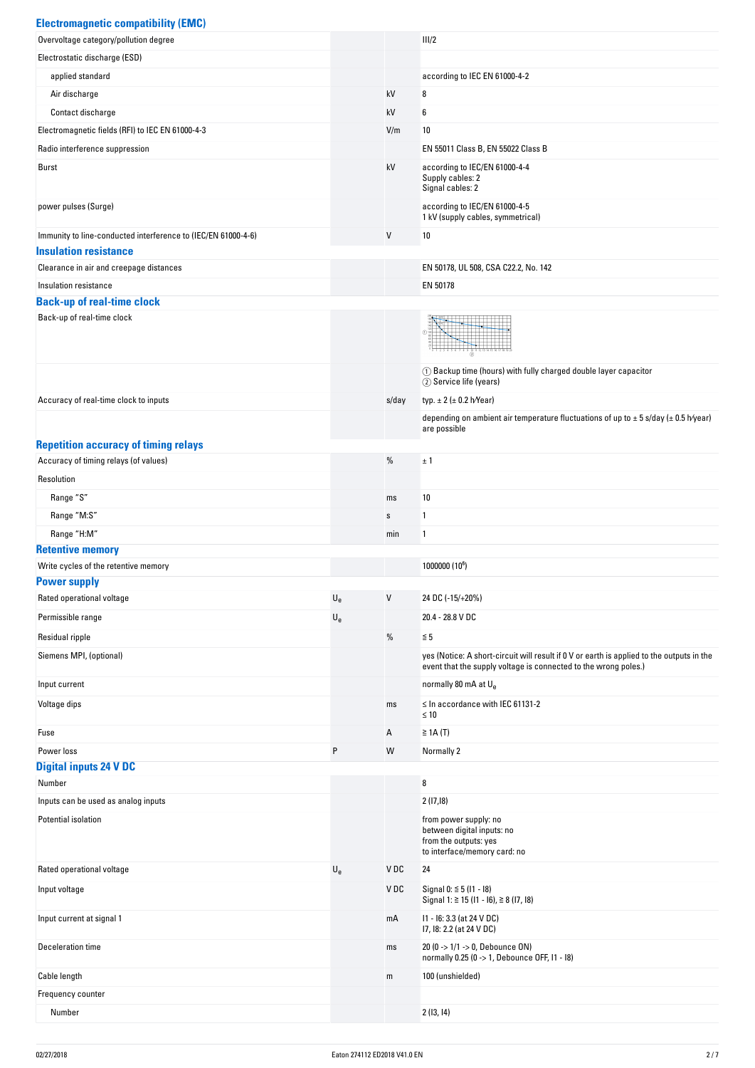## Electromagnetic compatibility (EMC)

| | | | |
|---|---|---|---|
| Overvoltage category/pollution degree | | | III/2 |
| Electrostatic discharge (ESD) | | | |
| applied standard | | | according to IEC EN 61000-4-2 |
| Air discharge | | kV | 8 |
| Contact discharge | | kV | 6 |
| Electromagnetic fields (RFI) to IEC EN 61000-4-3 | | V/m | 10 |
| Radio interference suppression | | | EN 55011 Class B, EN 55022 Class B |
| Burst | | kV | according to IEC/EN 61000-4-4<br>Supply cables: 2<br>Signal cables: 2 |
| power pulses (Surge) | | | according to IEC/EN 61000-4-5<br>1 kV (supply cables, symmetrical) |
| Immunity to line-conducted interference to (IEC/EN 61000-4-6) | | V | 10 |

## Insulation resistance

| | | | |
|---|---|---|---|
| Clearance in air and creepage distances | | | EN 50178, UL 508, CSA C22.2, No. 142 |
| Insulation resistance | | | EN 50178 |

## Back-up of real-time clock

| | | | |
|---|---|---|---|
| Back-up of real-time clock | | | ① Backup time (hours) with fully charged double layer capacitor<br>② Service life (years) |
| Accuracy of real-time clock to inputs | | s/day | typ. ± 2 (± 0.2 h/Year) |
| | | | depending on ambient air temperature fluctuations of up to ± 5 s/day (± 0.5 h/year) are possible |

## Repetition accuracy of timing relays

| | | | |
|---|---|---|---|
| Accuracy of timing relays (of values) | | % | ± 1 |
| Resolution | | | |
| Range "S" | | ms | 10 |
| Range "M:S" | | s | 1 |
| Range "H:M" | | min | 1 |

## Retentive memory

| | | | |
|---|---|---|---|
| Write cycles of the retentive memory | | | 1000000 ($10^6$) |

## Power supply

| | | | |
|---|---|---|---|
| Rated operational voltage | $U_e$ | V | 24 DC (-15/+20%) |
| Permissible range | $U_e$ | | 20.4 - 28.8 V DC |
| Residual ripple | | % | ≦ 5 |
| Siemens MPI, (optional) | | | yes (Notice: A short-circuit will result if 0 V or earth is applied to the outputs in the event that the supply voltage is connected to the wrong poles.) |
| Input current | | | normally 80 mA at $U_e$ |
| Voltage dips | | ms | ≤ In accordance with IEC 61131-2<br>≤ 10 |
| Fuse | | A | ≧ 1A (T) |
| Power loss | P | W | Normally 2 |

## Digital inputs 24 V DC

| | | | |
|---|---|---|---|
| Number | | | 8 |
| Inputs can be used as analog inputs | | | 2 (I7,I8) |
| Potential isolation | | | from power supply: no<br>between digital inputs: no<br>from the outputs: yes<br>to interface/memory card: no |
| Rated operational voltage | $U_e$ | V DC | 24 |
| Input voltage | | V DC | Signal 0: ≦ 5 (I1 - I8)<br>Signal 1: ≧ 15 (I1 - I6), ≧ 8 (I7, I8) |
| Input current at signal 1 | | mA | I1 - I6: 3.3 (at 24 V DC)<br>I7, I8: 2.2 (at 24 V DC) |
| Deceleration time | | ms | 20 (0 -> 1/1 -> 0, Debounce ON)<br>normally 0.25 (0 -> 1, Debounce OFF, I1 - I8) |
| Cable length | | m | 100 (unshielded) |
| Frequency counter | | | |
| Number | | | 2 (I3, I4) |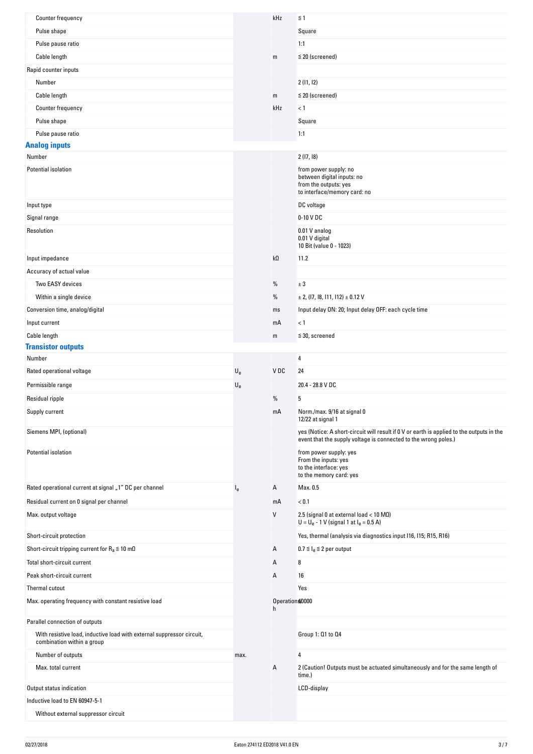| | | | |
|---|---|---|---|
| Counter frequency | | kHz | ≦ 1 |
| Pulse shape | | | Square |
| Pulse pause ratio | | | 1:1 |
| Cable length | | m | ≦ 20 (screened) |
| Rapid counter inputs | | | |
| Number | | | 2 (I1, I2) |
| Cable length | | m | ≦ 20 (screened) |
| Counter frequency | | kHz | < 1 |
| Pulse shape | | | Square |
| Pulse pause ratio | | | 1:1 |

## Analog inputs

| | | | |
|---|---|---|---|
| Number | | | 2 (I7, I8) |
| Potential isolation | | | from power supply: no<br>between digital inputs: no<br>from the outputs: yes<br>to interface/memory card: no |
| Input type | | | DC voltage |
| Signal range | | | 0-10 V DC |
| Resolution | | | 0.01 V analog<br>0.01 V digital<br>10 Bit (value 0 - 1023) |
| Input impedance | | kΩ | 11.2 |
| Accuracy of actual value | | | |
| Two EASY devices | | % | ± 3 |
| Within a single device | | % | ± 2, (I7, I8, I11, I12) ± 0.12 V |
| Conversion time, analog/digital | | ms | Input delay ON: 20; Input delay OFF: each cycle time |
| Input current | | mA | < 1 |
| Cable length | | m | ≦ 30, screened |

## Transistor outputs

| | | | |
|---|---|---|---|
| Number | | | 4 |
| Rated operational voltage | $U_e$ | V DC | 24 |
| Permissible range | $U_e$ | | 20.4 - 28.8 V DC |
| Residual ripple | | % | 5 |
| Supply current | | mA | Norm./max. 9/16 at signal 0<br>12/22 at signal 1 |
| Siemens MPI, (optional) | | | yes (Notice: A short-circuit will result if 0 V or earth is applied to the outputs in the event that the supply voltage is connected to the wrong poles.) |
| Potential isolation | | | from power supply: yes<br>From the inputs: yes<br>to the interface: yes<br>to the memory card: yes |
| Rated operational current at signal „1" DC per channel | $I_e$ | A | Max. 0.5 |
| Residual current on 0 signal per channel | | mA | < 0.1 |
| Max. output voltage | | V | 2.5 (signal 0 at external load < 10 MΩ)<br>$U = U_e$ - 1 V (signal 1 at $I_e$ = 0.5 A) |
| Short-circuit protection | | | Yes, thermal (analysis via diagnostics input I16, I15; R15, R16) |
| Short-circuit tripping current for $R_a$ ≦ 10 mΩ | | A | 0.7 ≦ $I_e$ ≦ 2 per output |
| Total short-circuit current | | A | 8 |
| Peak short-circuit current | | A | 16 |
| Thermal cutout | | | Yes |
| Max. operating frequency with constant resistive load | | Operations/h | 40000 |
| Parallel connection of outputs | | | |
| With resistive load, inductive load with external suppressor circuit, combination within a group | | | Group 1: Q1 to Q4 |
| Number of outputs | max. | | 4 |
| Max. total current | | A | 2 (Caution! Outputs must be actuated simultaneously and for the same length of time.) |
| Output status indication | | | LCD-display |
| Inductive load to EN 60947-5-1 | | | |
| Without external suppressor circuit | | | |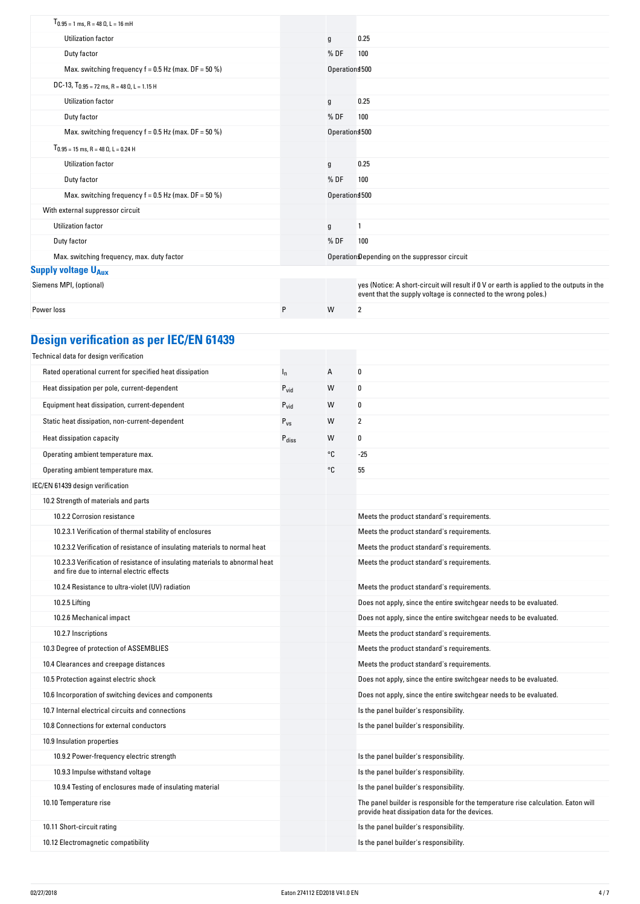| | | | |
|---|---|---|---|
| $T_{0.95}$ = 1 ms, R = 48 Ω, L = 16 mH | | | |
| Utilization factor | | g | 0.25 |
| Duty factor | | % DF | 100 |
| Max. switching frequency f = 0.5 Hz (max. DF = 50 %) | | Operations | 1500 |
| DC-13, $T_{0.95}$ = 72 ms, R = 48 Ω, L = 1.15 H | | | |
| Utilization factor | | g | 0.25 |
| Duty factor | | % DF | 100 |
| Max. switching frequency f = 0.5 Hz (max. DF = 50 %) | | Operations | 1500 |
| $T_{0.95}$ = 15 ms, R = 48 Ω, L = 0.24 H | | | |
| Utilization factor | | g | 0.25 |
| Duty factor | | % DF | 100 |
| Max. switching frequency f = 0.5 Hz (max. DF = 50 %) | | Operations | 1500 |
| With external suppressor circuit | | | |
| Utilization factor | | g | 1 |
| Duty factor | | % DF | 100 |
| Max. switching frequency, max. duty factor | | Operations | Depending on the suppressor circuit |

## Supply voltage $U_{Aux}$

| | | | |
|---|---|---|---|
| Siemens MPI, (optional) | | | yes (Notice: A short-circuit will result if 0 V or earth is applied to the outputs in the event that the supply voltage is connected to the wrong poles.) |
| Power loss | P | W | 2 |

## Design verification as per IEC/EN 61439

| | | | |
|---|---|---|---|
| Technical data for design verification | | | |
| Rated operational current for specified heat dissipation | $I_n$ | A | 0 |
| Heat dissipation per pole, current-dependent | $P_{vid}$ | W | 0 |
| Equipment heat dissipation, current-dependent | $P_{vid}$ | W | 0 |
| Static heat dissipation, non-current-dependent | $P_{vs}$ | W | 2 |
| Heat dissipation capacity | $P_{diss}$ | W | 0 |
| Operating ambient temperature max. | | °C | -25 |
| Operating ambient temperature max. | | °C | 55 |
| IEC/EN 61439 design verification | | | |
| 10.2 Strength of materials and parts | | | |
| 10.2.2 Corrosion resistance | | | Meets the product standard's requirements. |
| 10.2.3.1 Verification of thermal stability of enclosures | | | Meets the product standard's requirements. |
| 10.2.3.2 Verification of resistance of insulating materials to normal heat | | | Meets the product standard's requirements. |
| 10.2.3.3 Verification of resistance of insulating materials to abnormal heat and fire due to internal electric effects | | | Meets the product standard's requirements. |
| 10.2.4 Resistance to ultra-violet (UV) radiation | | | Meets the product standard's requirements. |
| 10.2.5 Lifting | | | Does not apply, since the entire switchgear needs to be evaluated. |
| 10.2.6 Mechanical impact | | | Does not apply, since the entire switchgear needs to be evaluated. |
| 10.2.7 Inscriptions | | | Meets the product standard's requirements. |
| 10.3 Degree of protection of ASSEMBLIES | | | Meets the product standard's requirements. |
| 10.4 Clearances and creepage distances | | | Meets the product standard's requirements. |
| 10.5 Protection against electric shock | | | Does not apply, since the entire switchgear needs to be evaluated. |
| 10.6 Incorporation of switching devices and components | | | Does not apply, since the entire switchgear needs to be evaluated. |
| 10.7 Internal electrical circuits and connections | | | Is the panel builder's responsibility. |
| 10.8 Connections for external conductors | | | Is the panel builder's responsibility. |
| 10.9 Insulation properties | | | |
| 10.9.2 Power-frequency electric strength | | | Is the panel builder's responsibility. |
| 10.9.3 Impulse withstand voltage | | | Is the panel builder's responsibility. |
| 10.9.4 Testing of enclosures made of insulating material | | | Is the panel builder's responsibility. |
| 10.10 Temperature rise | | | The panel builder is responsible for the temperature rise calculation. Eaton will provide heat dissipation data for the devices. |
| 10.11 Short-circuit rating | | | Is the panel builder's responsibility. |
| 10.12 Electromagnetic compatibility | | | Is the panel builder's responsibility. |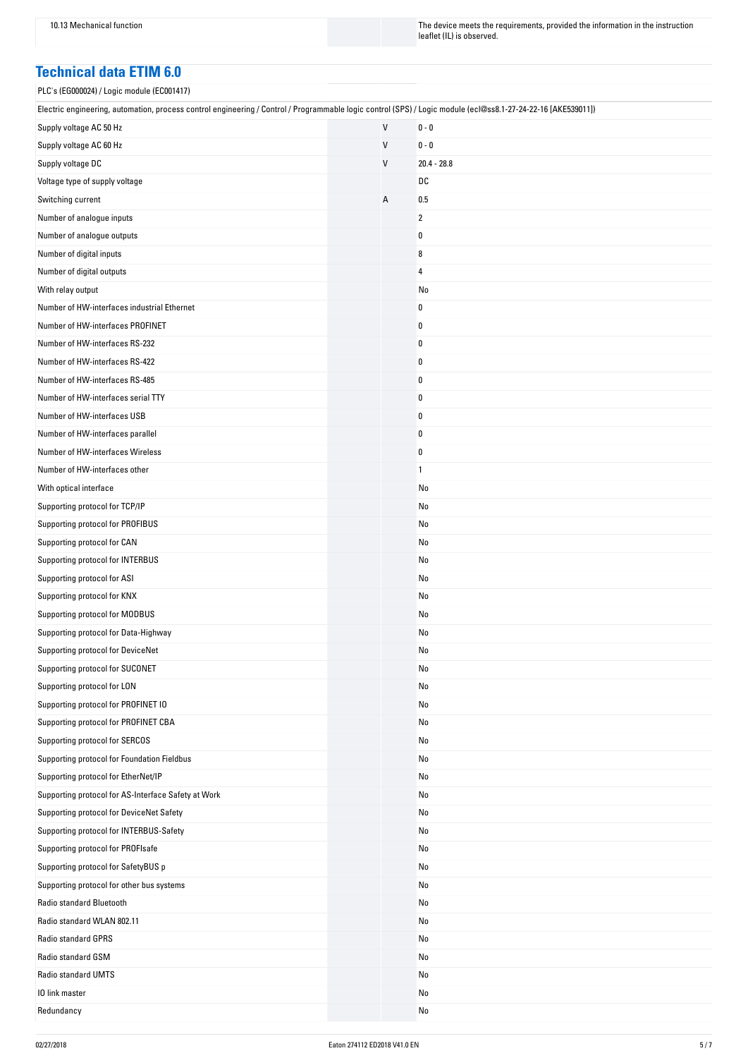| 10.13 Mechanical function | | The device meets the requirements, provided the information in the instruction leaflet (IL) is observed. |
|---|---|---|

## Technical data ETIM 6.0

PLC's (EG000024) / Logic module (EC001417)

| Electric engineering, automation, process control engineering / Control / Programmable logic control (SPS) / Logic module (ecl@ss8.1-27-24-22-16 [AKE539011]) | | |
|---|---|---|
| Supply voltage AC 50 Hz | V | 0 - 0 |
| Supply voltage AC 60 Hz | V | 0 - 0 |
| Supply voltage DC | V | 20.4 - 28.8 |
| Voltage type of supply voltage | | DC |
| Switching current | A | 0.5 |
| Number of analogue inputs | | 2 |
| Number of analogue outputs | | 0 |
| Number of digital inputs | | 8 |
| Number of digital outputs | | 4 |
| With relay output | | No |
| Number of HW-interfaces industrial Ethernet | | 0 |
| Number of HW-interfaces PROFINET | | 0 |
| Number of HW-interfaces RS-232 | | 0 |
| Number of HW-interfaces RS-422 | | 0 |
| Number of HW-interfaces RS-485 | | 0 |
| Number of HW-interfaces serial TTY | | 0 |
| Number of HW-interfaces USB | | 0 |
| Number of HW-interfaces parallel | | 0 |
| Number of HW-interfaces Wireless | | 0 |
| Number of HW-interfaces other | | 1 |
| With optical interface | | No |
| Supporting protocol for TCP/IP | | No |
| Supporting protocol for PROFIBUS | | No |
| Supporting protocol for CAN | | No |
| Supporting protocol for INTERBUS | | No |
| Supporting protocol for ASI | | No |
| Supporting protocol for KNX | | No |
| Supporting protocol for MODBUS | | No |
| Supporting protocol for Data-Highway | | No |
| Supporting protocol for DeviceNet | | No |
| Supporting protocol for SUCONET | | No |
| Supporting protocol for LON | | No |
| Supporting protocol for PROFINET IO | | No |
| Supporting protocol for PROFINET CBA | | No |
| Supporting protocol for SERCOS | | No |
| Supporting protocol for Foundation Fieldbus | | No |
| Supporting protocol for EtherNet/IP | | No |
| Supporting protocol for AS-Interface Safety at Work | | No |
| Supporting protocol for DeviceNet Safety | | No |
| Supporting protocol for INTERBUS-Safety | | No |
| Supporting protocol for PROFIsafe | | No |
| Supporting protocol for SafetyBUS p | | No |
| Supporting protocol for other bus systems | | No |
| Radio standard Bluetooth | | No |
| Radio standard WLAN 802.11 | | No |
| Radio standard GPRS | | No |
| Radio standard GSM | | No |
| Radio standard UMTS | | No |
| IO link master | | No |
| Redundancy | | No |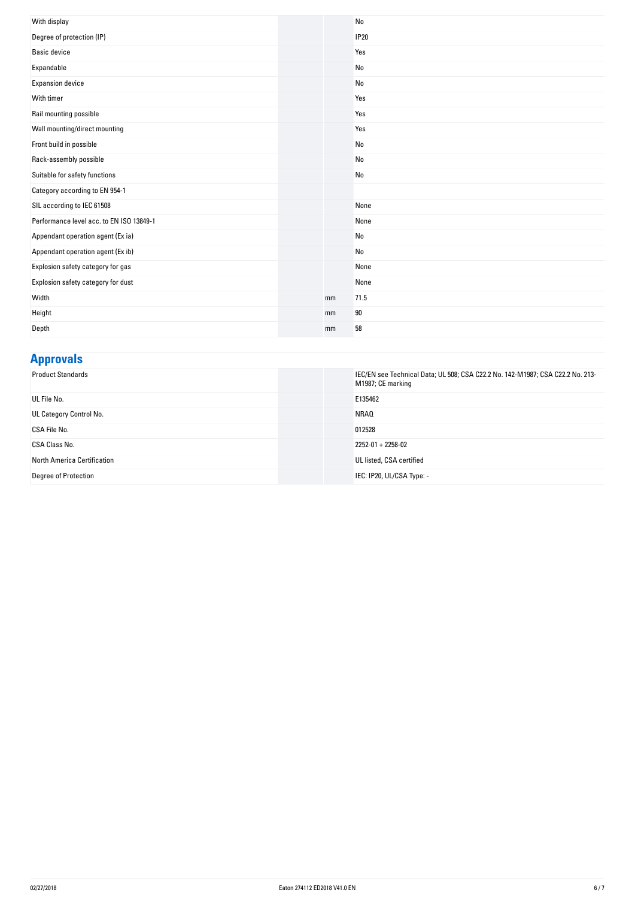| | | |
|---|---|---|
| With display | | No |
| Degree of protection (IP) | | IP20 |
| Basic device | | Yes |
| Expandable | | No |
| Expansion device | | No |
| With timer | | Yes |
| Rail mounting possible | | Yes |
| Wall mounting/direct mounting | | Yes |
| Front build in possible | | No |
| Rack-assembly possible | | No |
| Suitable for safety functions | | No |
| Category according to EN 954-1 | | |
| SIL according to IEC 61508 | | None |
| Performance level acc. to EN ISO 13849-1 | | None |
| Appendant operation agent (Ex ia) | | No |
| Appendant operation agent (Ex ib) | | No |
| Explosion safety category for gas | | None |
| Explosion safety category for dust | | None |
| Width | mm | 71.5 |
| Height | mm | 90 |
| Depth | mm | 58 |

## Approvals

| | | |
|---|---|---|
| Product Standards | | IEC/EN see Technical Data; UL 508; CSA C22.2 No. 142-M1987; CSA C22.2 No. 213-M1987; CE marking |
| UL File No. | | E135462 |
| UL Category Control No. | | NRAQ |
| CSA File No. | | 012528 |
| CSA Class No. | | 2252-01 + 2258-02 |
| North America Certification | | UL listed, CSA certified |
| Degree of Protection | | IEC: IP20, UL/CSA Type: - |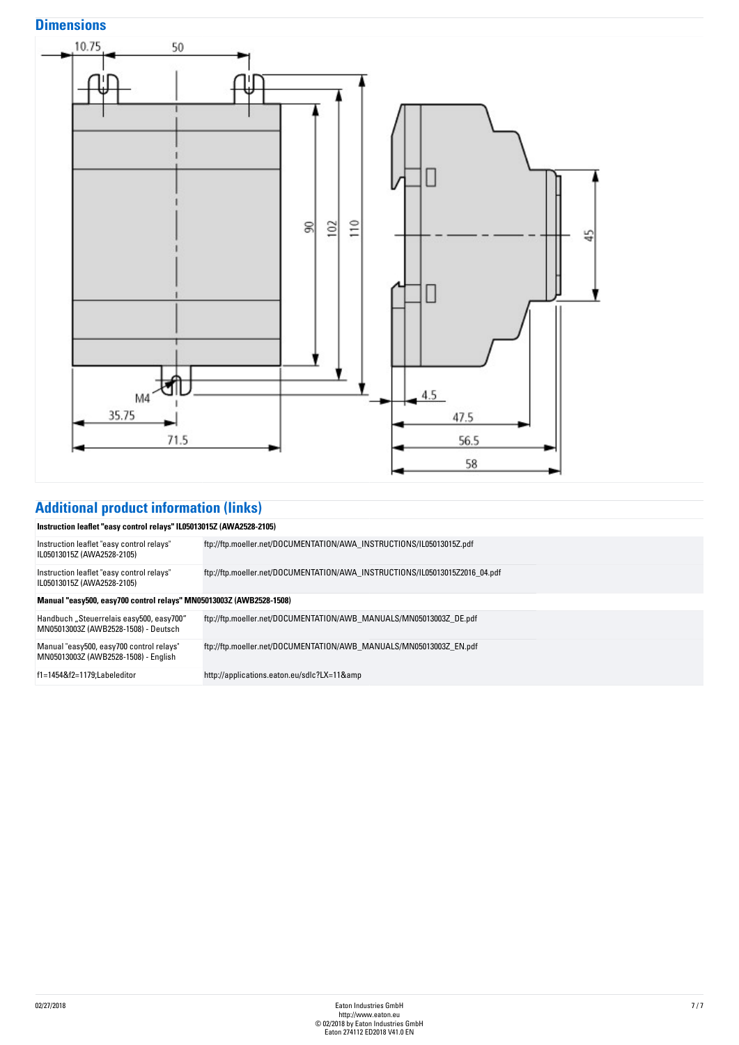## Dimensions

10.75
50
90
102
110
45
M4
35.75
71.5
4.5
47.5
56.5
58

## Additional product information (links)

**Instruction leaflet "easy control relays" IL05013015Z (AWA2528-2105)**

| | |
|---|---|
| Instruction leaflet "easy control relays" IL05013015Z (AWA2528-2105) | ftp://ftp.moeller.net/DOCUMENTATION/AWA_INSTRUCTIONS/IL05013015Z.pdf |
| Instruction leaflet "easy control relays" IL05013015Z (AWA2528-2105) | ftp://ftp.moeller.net/DOCUMENTATION/AWA_INSTRUCTIONS/IL05013015Z2016_04.pdf |

**Manual "easy500, easy700 control relays" MN05013003Z (AWB2528-1508)**

| | |
|---|---|
| Handbuch „Steuerrelais easy500, easy700" MN05013003Z (AWB2528-1508) - Deutsch | ftp://ftp.moeller.net/DOCUMENTATION/AWB_MANUALS/MN05013003Z_DE.pdf |
| Manual "easy500, easy700 control relays" MN05013003Z (AWB2528-1508) - English | ftp://ftp.moeller.net/DOCUMENTATION/AWB_MANUALS/MN05013003Z_EN.pdf |
| f1=1454&f2=1179;Labeleditor | http://applications.eaton.eu/sdlc?LX=11&amp |